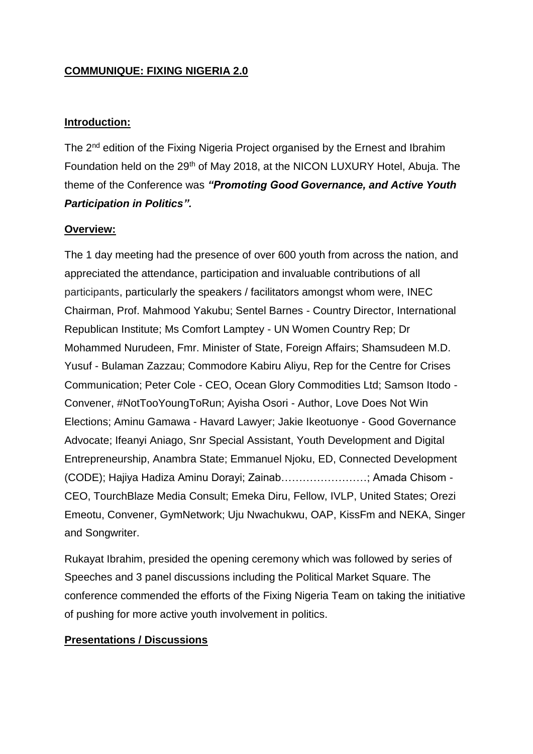**COMMUNIQUE: FIXING NIGERIA 2.0**

**Introduction:**

The 2nd edition of the Fixing Nigeria Project organised by the Ernest and Ibrahim Foundation held on the 29th of May 2018, at the NICON LUXURY Hotel, Abuja. The theme of the Conference was ***"Promoting Good Governance, and Active Youth Participation in Politics".***

**Overview:**

The 1 day meeting had the presence of over 600 youth from across the nation, and appreciated the attendance, participation and invaluable contributions of all participants, particularly the speakers / facilitators amongst whom were, INEC Chairman, Prof. Mahmood Yakubu; Sentel Barnes - Country Director, International Republican Institute; Ms Comfort Lamptey - UN Women Country Rep; Dr Mohammed Nurudeen, Fmr. Minister of State, Foreign Affairs; Shamsudeen M.D. Yusuf - Bulaman Zazzau; Commodore Kabiru Aliyu, Rep for the Centre for Crises Communication; Peter Cole - CEO, Ocean Glory Commodities Ltd; Samson Itodo - Convener, #NotTooYoungToRun; Ayisha Osori - Author, Love Does Not Win Elections; Aminu Gamawa - Havard Lawyer; Jakie Ikeotuonye - Good Governance Advocate; Ifeanyi Aniago, Snr Special Assistant, Youth Development and Digital Entrepreneurship, Anambra State; Emmanuel Njoku, ED, Connected Development (CODE); Hajiya Hadiza Aminu Dorayi; Zainab……………………; Amada Chisom - CEO, TourchBlaze Media Consult; Emeka Diru, Fellow, IVLP, United States; Orezi Emeotu, Convener, GymNetwork; Uju Nwachukwu, OAP, KissFm and NEKA, Singer and Songwriter.

Rukayat Ibrahim, presided the opening ceremony which was followed by series of Speeches and 3 panel discussions including the Political Market Square. The conference commended the efforts of the Fixing Nigeria Team on taking the initiative of pushing for more active youth involvement in politics.

**Presentations / Discussions**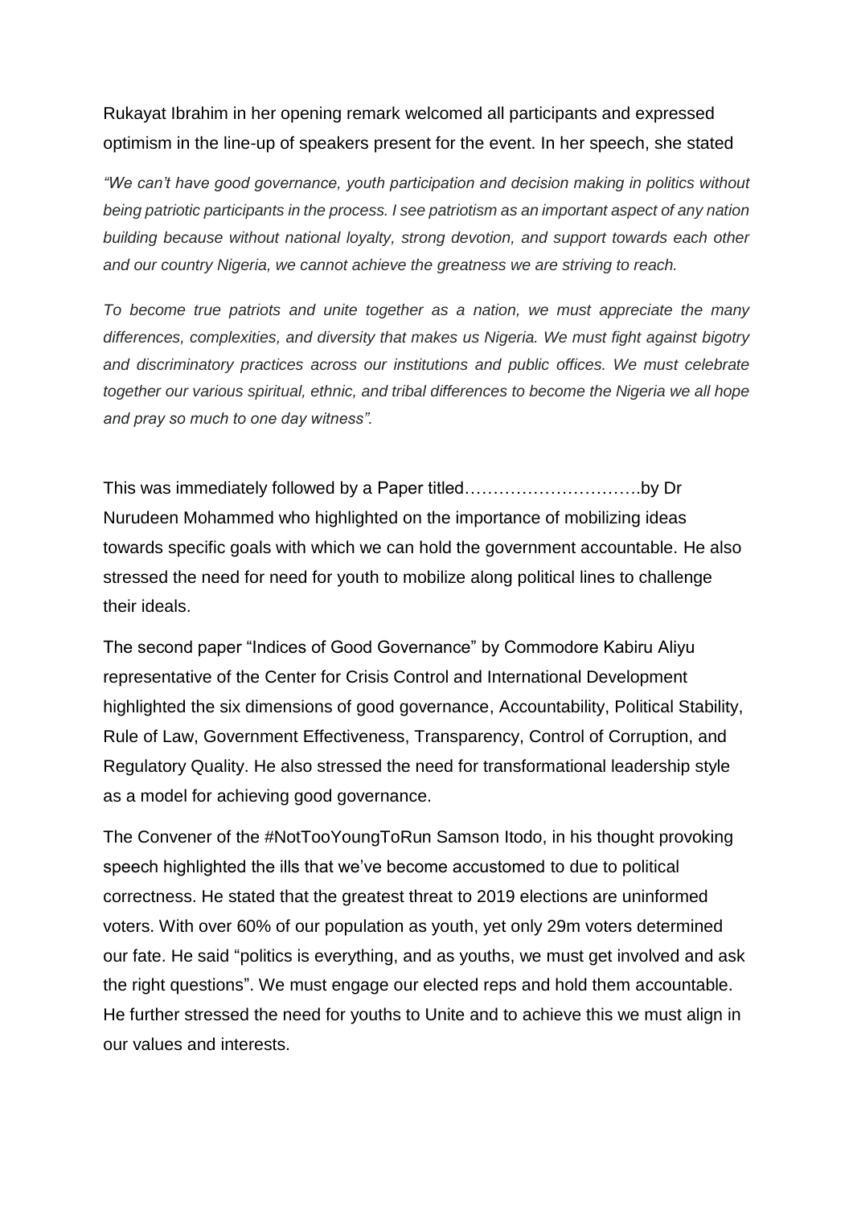Rukayat Ibrahim in her opening remark welcomed all participants and expressed optimism in the line-up of speakers present for the event. In her speech, she stated

*"We can't have good governance, youth participation and decision making in politics without being patriotic participants in the process. I see patriotism as an important aspect of any nation building because without national loyalty, strong devotion, and support towards each other and our country Nigeria, we cannot achieve the greatness we are striving to reach.*

*To become true patriots and unite together as a nation, we must appreciate the many differences, complexities, and diversity that makes us Nigeria. We must fight against bigotry and discriminatory practices across our institutions and public offices. We must celebrate together our various spiritual, ethnic, and tribal differences to become the Nigeria we all hope and pray so much to one day witness".*

This was immediately followed by a Paper titled………………………….by Dr Nurudeen Mohammed who highlighted on the importance of mobilizing ideas towards specific goals with which we can hold the government accountable. He also stressed the need for need for youth to mobilize along political lines to challenge their ideals.

The second paper "Indices of Good Governance" by Commodore Kabiru Aliyu representative of the Center for Crisis Control and International Development highlighted the six dimensions of good governance, Accountability, Political Stability, Rule of Law, Government Effectiveness, Transparency, Control of Corruption, and Regulatory Quality. He also stressed the need for transformational leadership style as a model for achieving good governance.

The Convener of the #NotTooYoungToRun Samson Itodo, in his thought provoking speech highlighted the ills that we've become accustomed to due to political correctness. He stated that the greatest threat to 2019 elections are uninformed voters. With over 60% of our population as youth, yet only 29m voters determined our fate. He said "politics is everything, and as youths, we must get involved and ask the right questions". We must engage our elected reps and hold them accountable. He further stressed the need for youths to Unite and to achieve this we must align in our values and interests.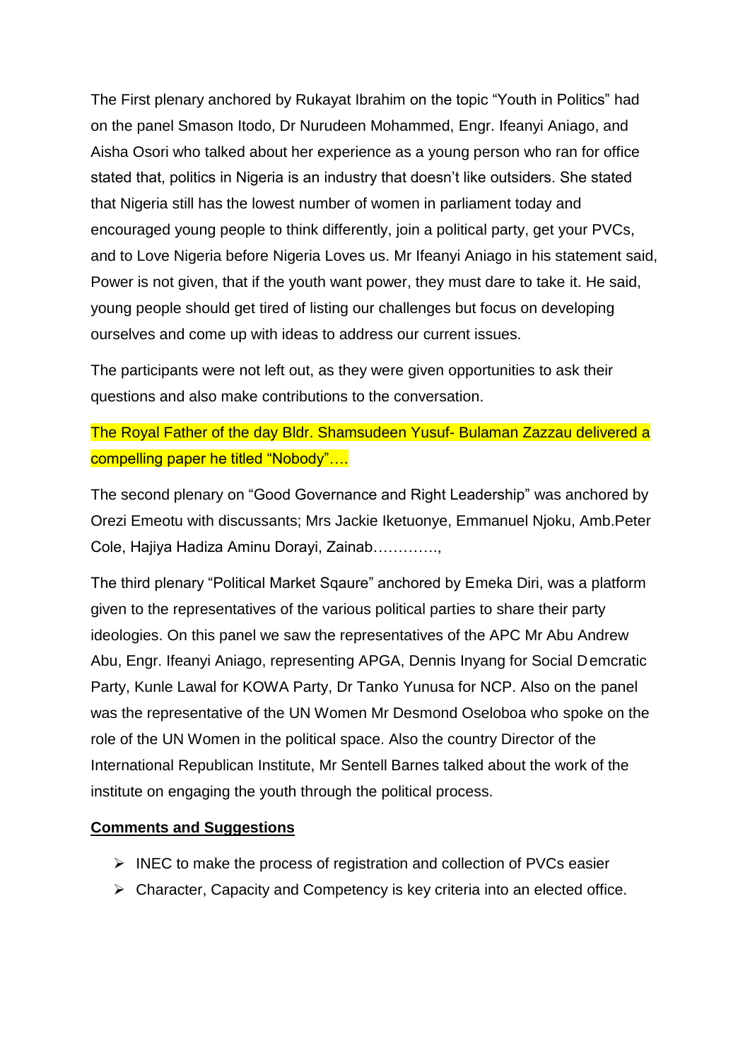The First plenary anchored by Rukayat Ibrahim on the topic "Youth in Politics" had on the panel Smason Itodo, Dr Nurudeen Mohammed, Engr. Ifeanyi Aniago, and Aisha Osori who talked about her experience as a young person who ran for office stated that, politics in Nigeria is an industry that doesn't like outsiders. She stated that Nigeria still has the lowest number of women in parliament today and encouraged young people to think differently, join a political party, get your PVCs, and to Love Nigeria before Nigeria Loves us. Mr Ifeanyi Aniago in his statement said, Power is not given, that if the youth want power, they must dare to take it. He said, young people should get tired of listing our challenges but focus on developing ourselves and come up with ideas to address our current issues.

The participants were not left out, as they were given opportunities to ask their questions and also make contributions to the conversation.

The Royal Father of the day Bldr. Shamsudeen Yusuf- Bulaman Zazzau delivered a compelling paper he titled "Nobody"….

The second plenary on "Good Governance and Right Leadership" was anchored by Orezi Emeotu with discussants; Mrs Jackie Iketuonye, Emmanuel Njoku, Amb.Peter Cole, Hajiya Hadiza Aminu Dorayi, Zainab………….,

The third plenary "Political Market Sqaure" anchored by Emeka Diri, was a platform given to the representatives of the various political parties to share their party ideologies. On this panel we saw the representatives of the APC Mr Abu Andrew Abu, Engr. Ifeanyi Aniago, representing APGA, Dennis Inyang for Social Demcratic Party, Kunle Lawal for KOWA Party, Dr Tanko Yunusa for NCP. Also on the panel was the representative of the UN Women Mr Desmond Oseloboa who spoke on the role of the UN Women in the political space. Also the country Director of the International Republican Institute, Mr Sentell Barnes talked about the work of the institute on engaging the youth through the political process.

**Comments and Suggestions**

- INEC to make the process of registration and collection of PVCs easier
- Character, Capacity and Competency is key criteria into an elected office.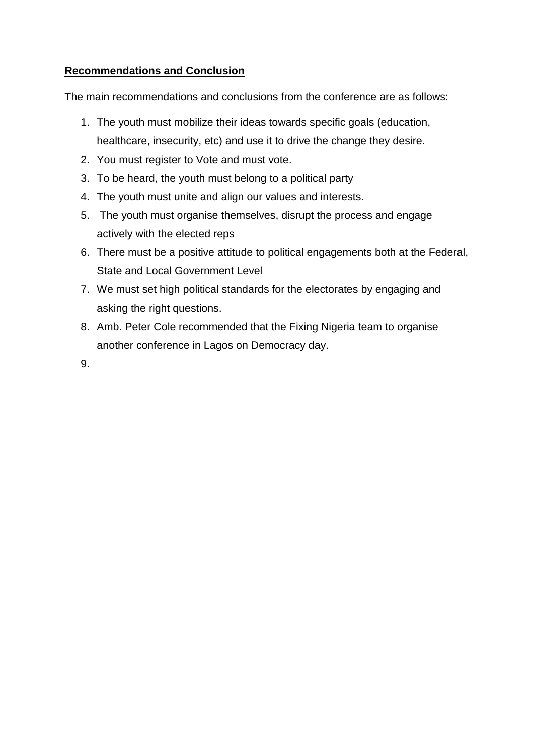**Recommendations and Conclusion**

The main recommendations and conclusions from the conference are as follows:

1. The youth must mobilize their ideas towards specific goals (education, healthcare, insecurity, etc) and use it to drive the change they desire.
2. You must register to Vote and must vote.
3. To be heard, the youth must belong to a political party
4. The youth must unite and align our values and interests.
5. The youth must organise themselves, disrupt the process and engage actively with the elected reps
6. There must be a positive attitude to political engagements both at the Federal, State and Local Government Level
7. We must set high political standards for the electorates by engaging and asking the right questions.
8. Amb. Peter Cole recommended that the Fixing Nigeria team to organise another conference in Lagos on Democracy day.
9.